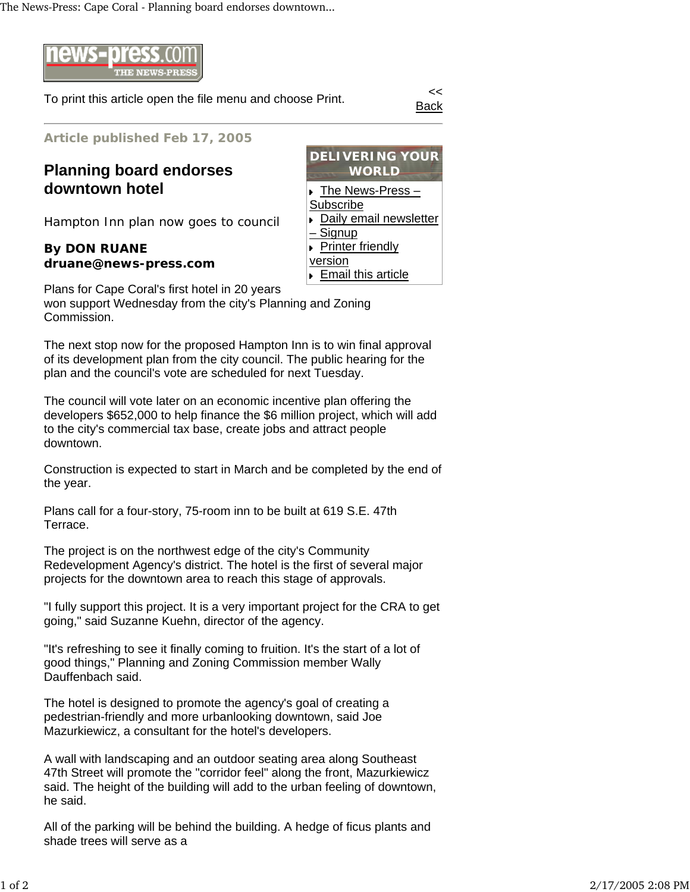To print this article open the file menu and choose Print.

<< Back

**Article published Feb 17, 2005**

# Planning board endorses downtown hotel

Hampton Inn plan now goes to council

**By DON RUANE**
**druane@news-press.com**

Plans for Cape Coral's first hotel in 20 years won support Wednesday from the city's Planning and Zoning Commission.

The next stop now for the proposed Hampton Inn is to win final approval of its development plan from the city council. The public hearing for the plan and the council's vote are scheduled for next Tuesday.

The council will vote later on an economic incentive plan offering the developers $652,000 to help finance the $6 million project, which will add to the city's commercial tax base, create jobs and attract people downtown.

Construction is expected to start in March and be completed by the end of the year.

Plans call for a four-story, 75-room inn to be built at 619 S.E. 47th Terrace.

The project is on the northwest edge of the city's Community Redevelopment Agency's district. The hotel is the first of several major projects for the downtown area to reach this stage of approvals.

"I fully support this project. It is a very important project for the CRA to get going," said Suzanne Kuehn, director of the agency.

"It's refreshing to see it finally coming to fruition. It's the start of a lot of good things," Planning and Zoning Commission member Wally Dauffenbach said.

The hotel is designed to promote the agency's goal of creating a pedestrian-friendly and more urbanlooking downtown, said Joe Mazurkiewicz, a consultant for the hotel's developers.

A wall with landscaping and an outdoor seating area along Southeast 47th Street will promote the "corridor feel" along the front, Mazurkiewicz said. The height of the building will add to the urban feeling of downtown, he said.

All of the parking will be behind the building. A hedge of ficus plants and shade trees will serve as a

**DELIVERING YOUR WORLD**

- The News-Press – Subscribe
- Daily email newsletter – Signup
- Printer friendly version
- Email this article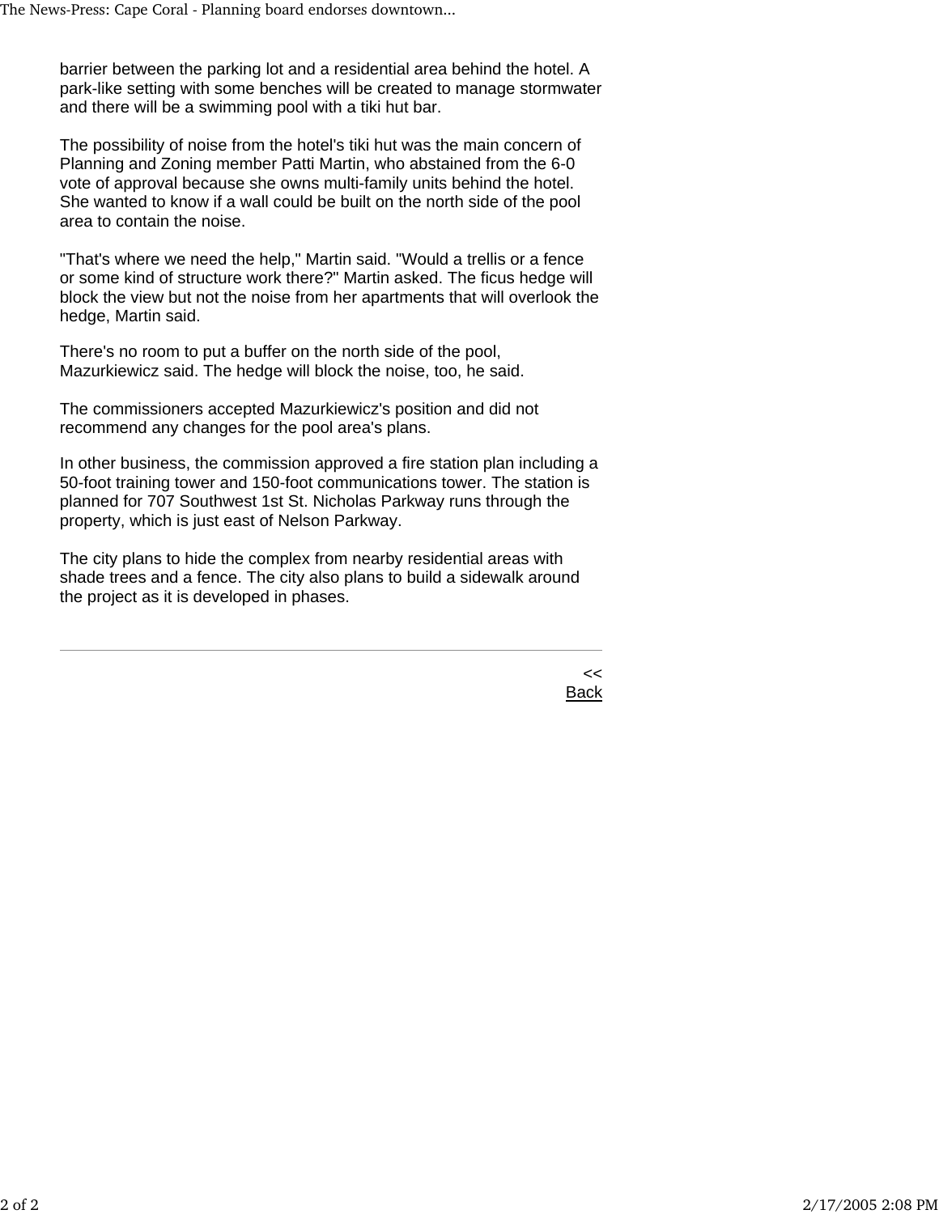barrier between the parking lot and a residential area behind the hotel. A park-like setting with some benches will be created to manage stormwater and there will be a swimming pool with a tiki hut bar.

The possibility of noise from the hotel's tiki hut was the main concern of Planning and Zoning member Patti Martin, who abstained from the 6-0 vote of approval because she owns multi-family units behind the hotel. She wanted to know if a wall could be built on the north side of the pool area to contain the noise.

"That's where we need the help," Martin said. "Would a trellis or a fence or some kind of structure work there?" Martin asked. The ficus hedge will block the view but not the noise from her apartments that will overlook the hedge, Martin said.

There's no room to put a buffer on the north side of the pool, Mazurkiewicz said. The hedge will block the noise, too, he said.

The commissioners accepted Mazurkiewicz's position and did not recommend any changes for the pool area's plans.

In other business, the commission approved a fire station plan including a 50-foot training tower and 150-foot communications tower. The station is planned for 707 Southwest 1st St. Nicholas Parkway runs through the property, which is just east of Nelson Parkway.

The city plans to hide the complex from nearby residential areas with shade trees and a fence. The city also plans to build a sidewalk around the project as it is developed in phases.

---

<< Back